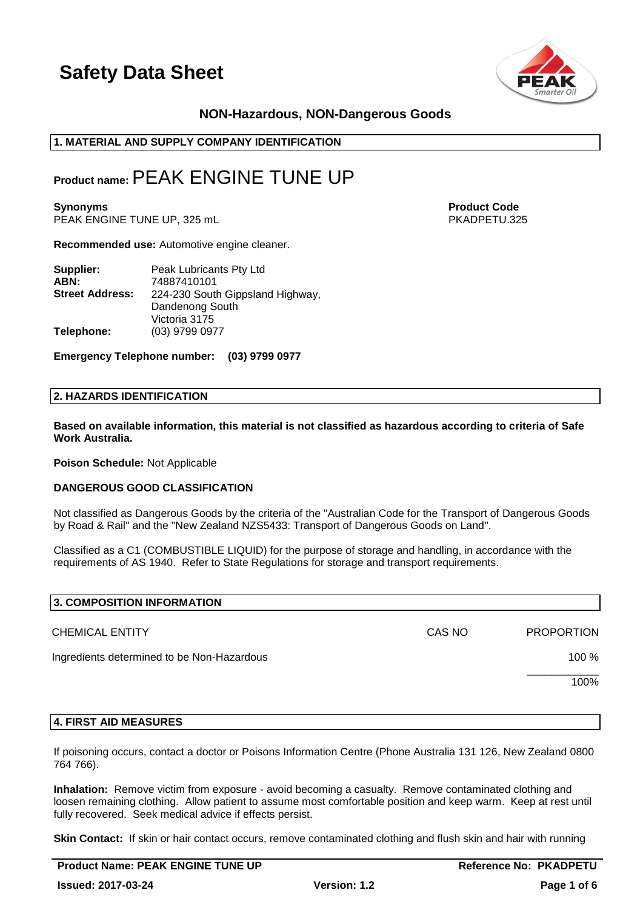# Safety Data Sheet

**NON-Hazardous, NON-Dangerous Goods**

## 1. MATERIAL AND SUPPLY COMPANY IDENTIFICATION

**Product name:** PEAK ENGINE TUNE UP

**Synonyms**
PEAK ENGINE TUNE UP, 325 mL

**Product Code**
PKADPETU.325

**Recommended use:** Automotive engine cleaner.

**Supplier:** Peak Lubricants Pty Ltd
**ABN:** 74887410101
**Street Address:** 224-230 South Gippsland Highway, Dandenong South Victoria 3175
**Telephone:** (03) 9799 0977

**Emergency Telephone number: (03) 9799 0977**

## 2. HAZARDS IDENTIFICATION

**Based on available information, this material is not classified as hazardous according to criteria of Safe Work Australia.**

**Poison Schedule:** Not Applicable

**DANGEROUS GOOD CLASSIFICATION**

Not classified as Dangerous Goods by the criteria of the "Australian Code for the Transport of Dangerous Goods by Road & Rail" and the "New Zealand NZS5433: Transport of Dangerous Goods on Land".

Classified as a C1 (COMBUSTIBLE LIQUID) for the purpose of storage and handling, in accordance with the requirements of AS 1940. Refer to State Regulations for storage and transport requirements.

## 3. COMPOSITION INFORMATION

| CHEMICAL ENTITY | CAS NO | PROPORTION |
|---|---|---|
| Ingredients determined to be Non-Hazardous | | 100 % |
| | | 100% |

## 4. FIRST AID MEASURES

If poisoning occurs, contact a doctor or Poisons Information Centre (Phone Australia 131 126, New Zealand 0800 764 766).

**Inhalation:** Remove victim from exposure - avoid becoming a casualty. Remove contaminated clothing and loosen remaining clothing. Allow patient to assume most comfortable position and keep warm. Keep at rest until fully recovered. Seek medical advice if effects persist.

**Skin Contact:** If skin or hair contact occurs, remove contaminated clothing and flush skin and hair with running

**Product Name: PEAK ENGINE TUNE UP** | **Reference No: PKADPETU**
**Issued: 2017-03-24** | **Version: 1.2**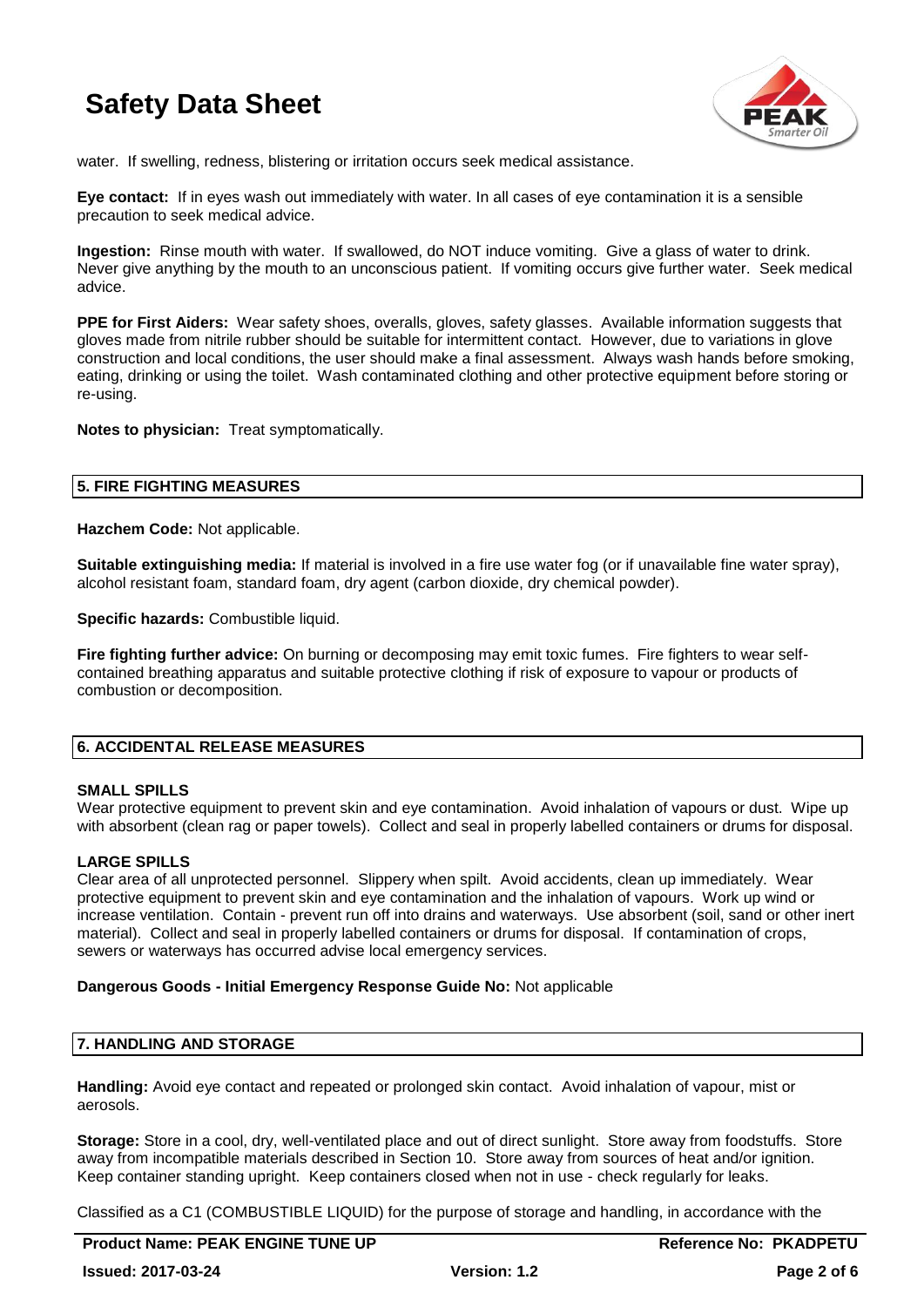water. If swelling, redness, blistering or irritation occurs seek medical assistance.

**Eye contact:** If in eyes wash out immediately with water. In all cases of eye contamination it is a sensible precaution to seek medical advice.

**Ingestion:** Rinse mouth with water. If swallowed, do NOT induce vomiting. Give a glass of water to drink. Never give anything by the mouth to an unconscious patient. If vomiting occurs give further water. Seek medical advice.

**PPE for First Aiders:** Wear safety shoes, overalls, gloves, safety glasses. Available information suggests that gloves made from nitrile rubber should be suitable for intermittent contact. However, due to variations in glove construction and local conditions, the user should make a final assessment. Always wash hands before smoking, eating, drinking or using the toilet. Wash contaminated clothing and other protective equipment before storing or re-using.

**Notes to physician:** Treat symptomatically.

## 5. FIRE FIGHTING MEASURES

**Hazchem Code:** Not applicable.

**Suitable extinguishing media:** If material is involved in a fire use water fog (or if unavailable fine water spray), alcohol resistant foam, standard foam, dry agent (carbon dioxide, dry chemical powder).

**Specific hazards:** Combustible liquid.

**Fire fighting further advice:** On burning or decomposing may emit toxic fumes. Fire fighters to wear self-contained breathing apparatus and suitable protective clothing if risk of exposure to vapour or products of combustion or decomposition.

## 6. ACCIDENTAL RELEASE MEASURES

### SMALL SPILLS

Wear protective equipment to prevent skin and eye contamination. Avoid inhalation of vapours or dust. Wipe up with absorbent (clean rag or paper towels). Collect and seal in properly labelled containers or drums for disposal.

### LARGE SPILLS

Clear area of all unprotected personnel. Slippery when spilt. Avoid accidents, clean up immediately. Wear protective equipment to prevent skin and eye contamination and the inhalation of vapours. Work up wind or increase ventilation. Contain - prevent run off into drains and waterways. Use absorbent (soil, sand or other inert material). Collect and seal in properly labelled containers or drums for disposal. If contamination of crops, sewers or waterways has occurred advise local emergency services.

**Dangerous Goods - Initial Emergency Response Guide No:** Not applicable

## 7. HANDLING AND STORAGE

**Handling:** Avoid eye contact and repeated or prolonged skin contact. Avoid inhalation of vapour, mist or aerosols.

**Storage:** Store in a cool, dry, well-ventilated place and out of direct sunlight. Store away from foodstuffs. Store away from incompatible materials described in Section 10. Store away from sources of heat and/or ignition. Keep container standing upright. Keep containers closed when not in use - check regularly for leaks.

Classified as a C1 (COMBUSTIBLE LIQUID) for the purpose of storage and handling, in accordance with the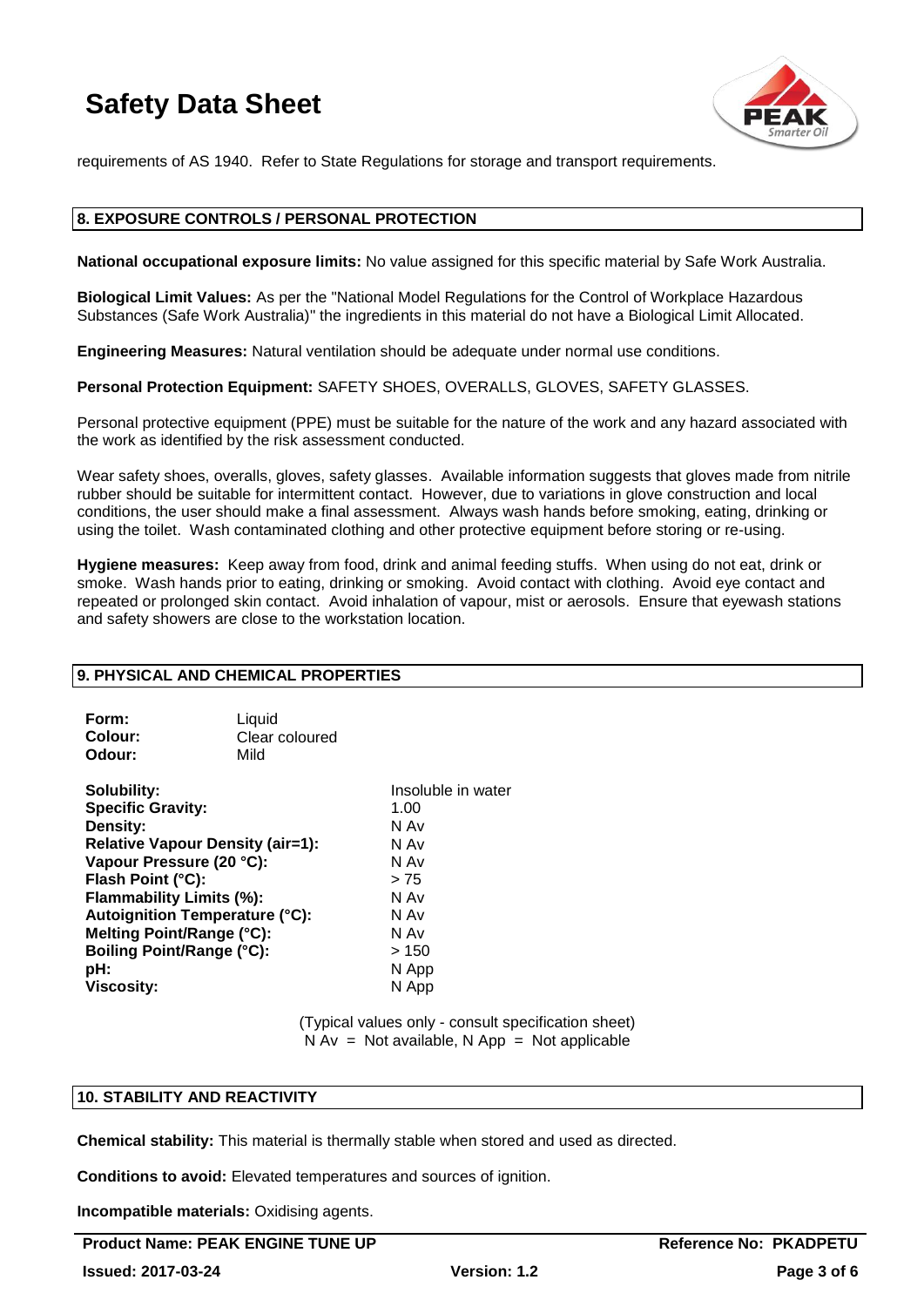requirements of AS 1940. Refer to State Regulations for storage and transport requirements.

## 8. EXPOSURE CONTROLS / PERSONAL PROTECTION

**National occupational exposure limits:** No value assigned for this specific material by Safe Work Australia.

**Biological Limit Values:** As per the "National Model Regulations for the Control of Workplace Hazardous Substances (Safe Work Australia)" the ingredients in this material do not have a Biological Limit Allocated.

**Engineering Measures:** Natural ventilation should be adequate under normal use conditions.

**Personal Protection Equipment:** SAFETY SHOES, OVERALLS, GLOVES, SAFETY GLASSES.

Personal protective equipment (PPE) must be suitable for the nature of the work and any hazard associated with the work as identified by the risk assessment conducted.

Wear safety shoes, overalls, gloves, safety glasses. Available information suggests that gloves made from nitrile rubber should be suitable for intermittent contact. However, due to variations in glove construction and local conditions, the user should make a final assessment. Always wash hands before smoking, eating, drinking or using the toilet. Wash contaminated clothing and other protective equipment before storing or re-using.

**Hygiene measures:** Keep away from food, drink and animal feeding stuffs. When using do not eat, drink or smoke. Wash hands prior to eating, drinking or smoking. Avoid contact with clothing. Avoid eye contact and repeated or prolonged skin contact. Avoid inhalation of vapour, mist or aerosols. Ensure that eyewash stations and safety showers are close to the workstation location.

## 9. PHYSICAL AND CHEMICAL PROPERTIES

| | |
|---|---|
| **Form:** | Liquid |
| **Colour:** | Clear coloured |
| **Odour:** | Mild |

| | |
|---|---|
| **Solubility:** | Insoluble in water |
| **Specific Gravity:** | 1.00 |
| **Density:** | N Av |
| **Relative Vapour Density (air=1):** | N Av |
| **Vapour Pressure (20 °C):** | N Av |
| **Flash Point (°C):** | > 75 |
| **Flammability Limits (%):** | N Av |
| **Autoignition Temperature (°C):** | N Av |
| **Melting Point/Range (°C):** | N Av |
| **Boiling Point/Range (°C):** | > 150 |
| **pH:** | N App |
| **Viscosity:** | N App |

(Typical values only - consult specification sheet)
N Av = Not available, N App = Not applicable

## 10. STABILITY AND REACTIVITY

**Chemical stability:** This material is thermally stable when stored and used as directed.

**Conditions to avoid:** Elevated temperatures and sources of ignition.

**Incompatible materials:** Oxidising agents.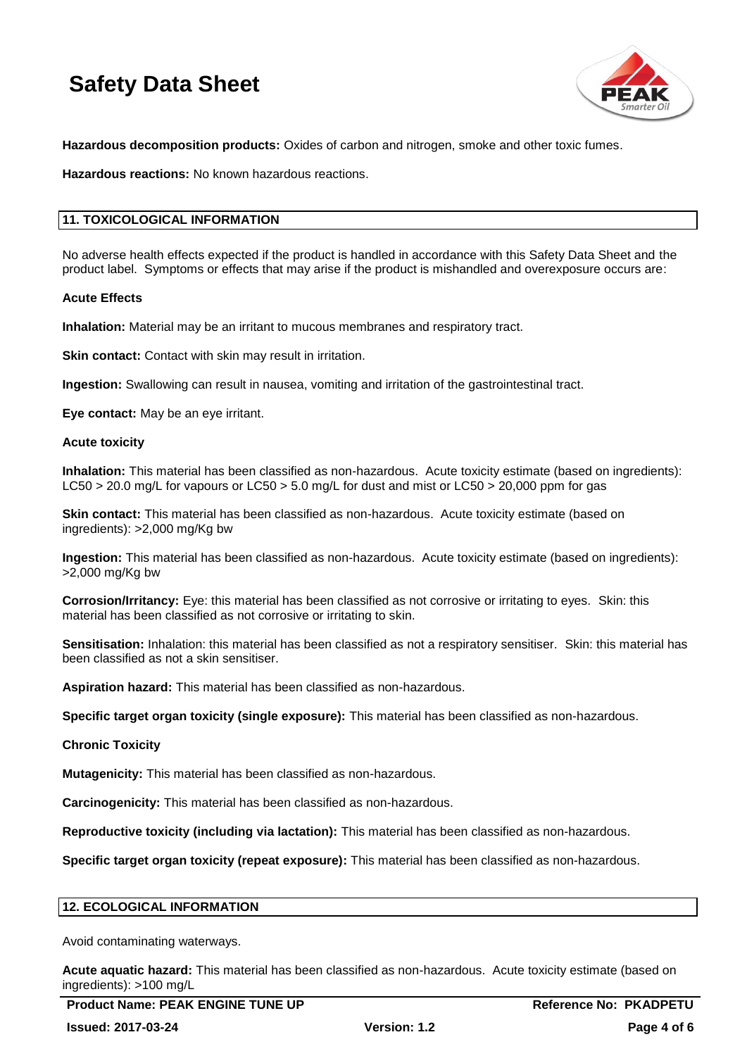**Hazardous decomposition products:** Oxides of carbon and nitrogen, smoke and other toxic fumes.

**Hazardous reactions:** No known hazardous reactions.

## 11. TOXICOLOGICAL INFORMATION

No adverse health effects expected if the product is handled in accordance with this Safety Data Sheet and the product label. Symptoms or effects that may arise if the product is mishandled and overexposure occurs are:

### Acute Effects

**Inhalation:** Material may be an irritant to mucous membranes and respiratory tract.

**Skin contact:** Contact with skin may result in irritation.

**Ingestion:** Swallowing can result in nausea, vomiting and irritation of the gastrointestinal tract.

**Eye contact:** May be an eye irritant.

### Acute toxicity

**Inhalation:** This material has been classified as non-hazardous. Acute toxicity estimate (based on ingredients): $LC_{50}$ > 20.0 mg/L for vapours or $LC_{50}$ > 5.0 mg/L for dust and mist or $LC_{50}$ > 20,000 ppm for gas

**Skin contact:** This material has been classified as non-hazardous. Acute toxicity estimate (based on ingredients): >2,000 mg/Kg bw

**Ingestion:** This material has been classified as non-hazardous. Acute toxicity estimate (based on ingredients): >2,000 mg/Kg bw

**Corrosion/Irritancy:** Eye: this material has been classified as not corrosive or irritating to eyes. Skin: this material has been classified as not corrosive or irritating to skin.

**Sensitisation:** Inhalation: this material has been classified as not a respiratory sensitiser. Skin: this material has been classified as not a skin sensitiser.

**Aspiration hazard:** This material has been classified as non-hazardous.

**Specific target organ toxicity (single exposure):** This material has been classified as non-hazardous.

### Chronic Toxicity

**Mutagenicity:** This material has been classified as non-hazardous.

**Carcinogenicity:** This material has been classified as non-hazardous.

**Reproductive toxicity (including via lactation):** This material has been classified as non-hazardous.

**Specific target organ toxicity (repeat exposure):** This material has been classified as non-hazardous.

## 12. ECOLOGICAL INFORMATION

Avoid contaminating waterways.

**Acute aquatic hazard:** This material has been classified as non-hazardous. Acute toxicity estimate (based on ingredients): >100 mg/L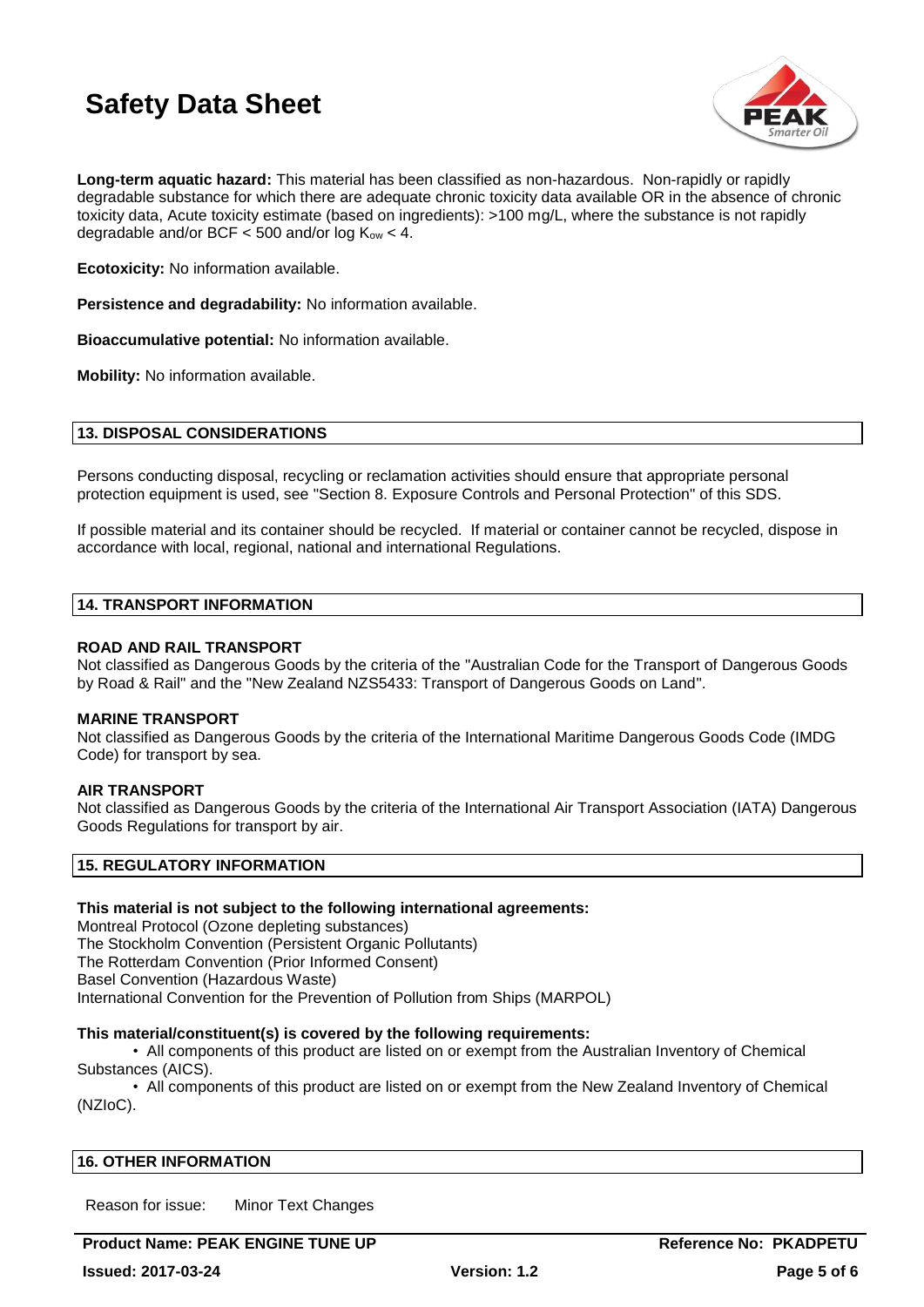**Long-term aquatic hazard:** This material has been classified as non-hazardous. Non-rapidly or rapidly degradable substance for which there are adequate chronic toxicity data available OR in the absence of chronic toxicity data, Acute toxicity estimate (based on ingredients): >100 mg/L, where the substance is not rapidly degradable and/or BCF < 500 and/or log $K_{ow}$ < 4.

**Ecotoxicity:** No information available.

**Persistence and degradability:** No information available.

**Bioaccumulative potential:** No information available.

**Mobility:** No information available.

## 13. DISPOSAL CONSIDERATIONS

Persons conducting disposal, recycling or reclamation activities should ensure that appropriate personal protection equipment is used, see "Section 8. Exposure Controls and Personal Protection" of this SDS.

If possible material and its container should be recycled. If material or container cannot be recycled, dispose in accordance with local, regional, national and international Regulations.

## 14. TRANSPORT INFORMATION

**ROAD AND RAIL TRANSPORT**
Not classified as Dangerous Goods by the criteria of the "Australian Code for the Transport of Dangerous Goods by Road & Rail" and the "New Zealand NZS5433: Transport of Dangerous Goods on Land".

**MARINE TRANSPORT**
Not classified as Dangerous Goods by the criteria of the International Maritime Dangerous Goods Code (IMDG Code) for transport by sea.

**AIR TRANSPORT**
Not classified as Dangerous Goods by the criteria of the International Air Transport Association (IATA) Dangerous Goods Regulations for transport by air.

## 15. REGULATORY INFORMATION

**This material is not subject to the following international agreements:**
Montreal Protocol (Ozone depleting substances)
The Stockholm Convention (Persistent Organic Pollutants)
The Rotterdam Convention (Prior Informed Consent)
Basel Convention (Hazardous Waste)
International Convention for the Prevention of Pollution from Ships (MARPOL)

**This material/constituent(s) is covered by the following requirements:**

- All components of this product are listed on or exempt from the Australian Inventory of Chemical Substances (AICS).
- All components of this product are listed on or exempt from the New Zealand Inventory of Chemical (NZIoC).

## 16. OTHER INFORMATION

Reason for issue: Minor Text Changes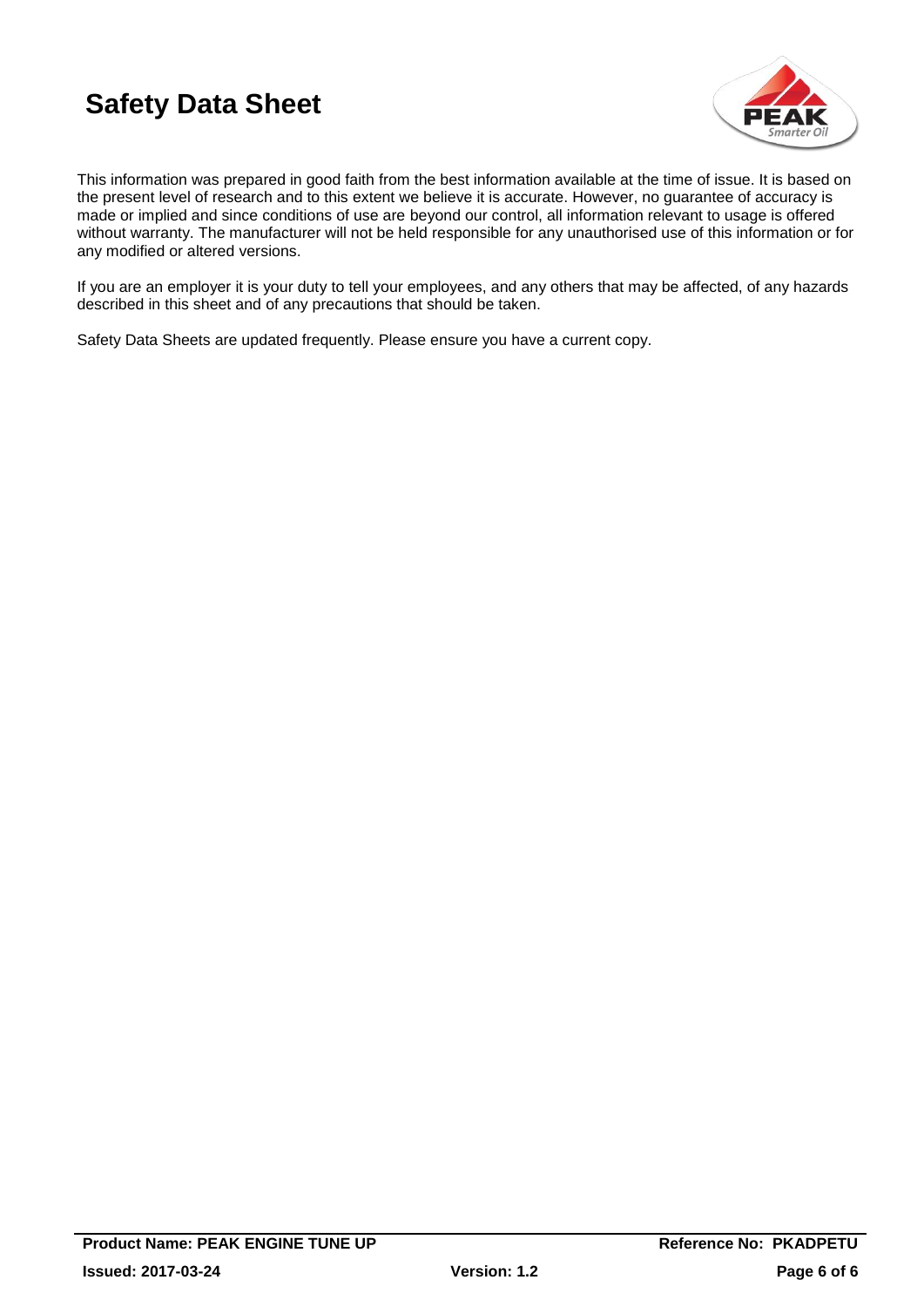This information was prepared in good faith from the best information available at the time of issue. It is based on the present level of research and to this extent we believe it is accurate. However, no guarantee of accuracy is made or implied and since conditions of use are beyond our control, all information relevant to usage is offered without warranty. The manufacturer will not be held responsible for any unauthorised use of this information or for any modified or altered versions.

If you are an employer it is your duty to tell your employees, and any others that may be affected, of any hazards described in this sheet and of any precautions that should be taken.

Safety Data Sheets are updated frequently. Please ensure you have a current copy.